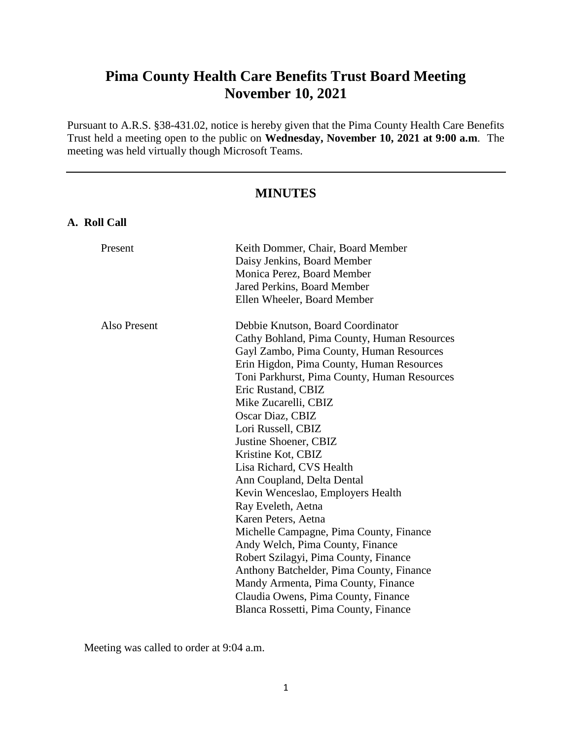# Pima County Health Care Benefits Trust Board Meeting
# November 10, 2021

Pursuant to A.R.S. §38-431.02, notice is hereby given that the Pima County Health Care Benefits Trust held a meeting open to the public on **Wednesday, November 10, 2021 at 9:00 a.m**. The meeting was held virtually though Microsoft Teams.

---

## MINUTES

### A. Roll Call

| | |
|---|---|
| Present | Keith Dommer, Chair, Board Member<br>Daisy Jenkins, Board Member<br>Monica Perez, Board Member<br>Jared Perkins, Board Member<br>Ellen Wheeler, Board Member |
| Also Present | Debbie Knutson, Board Coordinator<br>Cathy Bohland, Pima County, Human Resources<br>Gayl Zambo, Pima County, Human Resources<br>Erin Higdon, Pima County, Human Resources<br>Toni Parkhurst, Pima County, Human Resources<br>Eric Rustand, CBIZ<br>Mike Zucarelli, CBIZ<br>Oscar Diaz, CBIZ<br>Lori Russell, CBIZ<br>Justine Shoener, CBIZ<br>Kristine Kot, CBIZ<br>Lisa Richard, CVS Health<br>Ann Coupland, Delta Dental<br>Kevin Wenceslao, Employers Health<br>Ray Eveleth, Aetna<br>Karen Peters, Aetna<br>Michelle Campagne, Pima County, Finance<br>Andy Welch, Pima County, Finance<br>Robert Szilagyi, Pima County, Finance<br>Anthony Batchelder, Pima County, Finance<br>Mandy Armenta, Pima County, Finance<br>Claudia Owens, Pima County, Finance<br>Blanca Rossetti, Pima County, Finance |

Meeting was called to order at 9:04 a.m.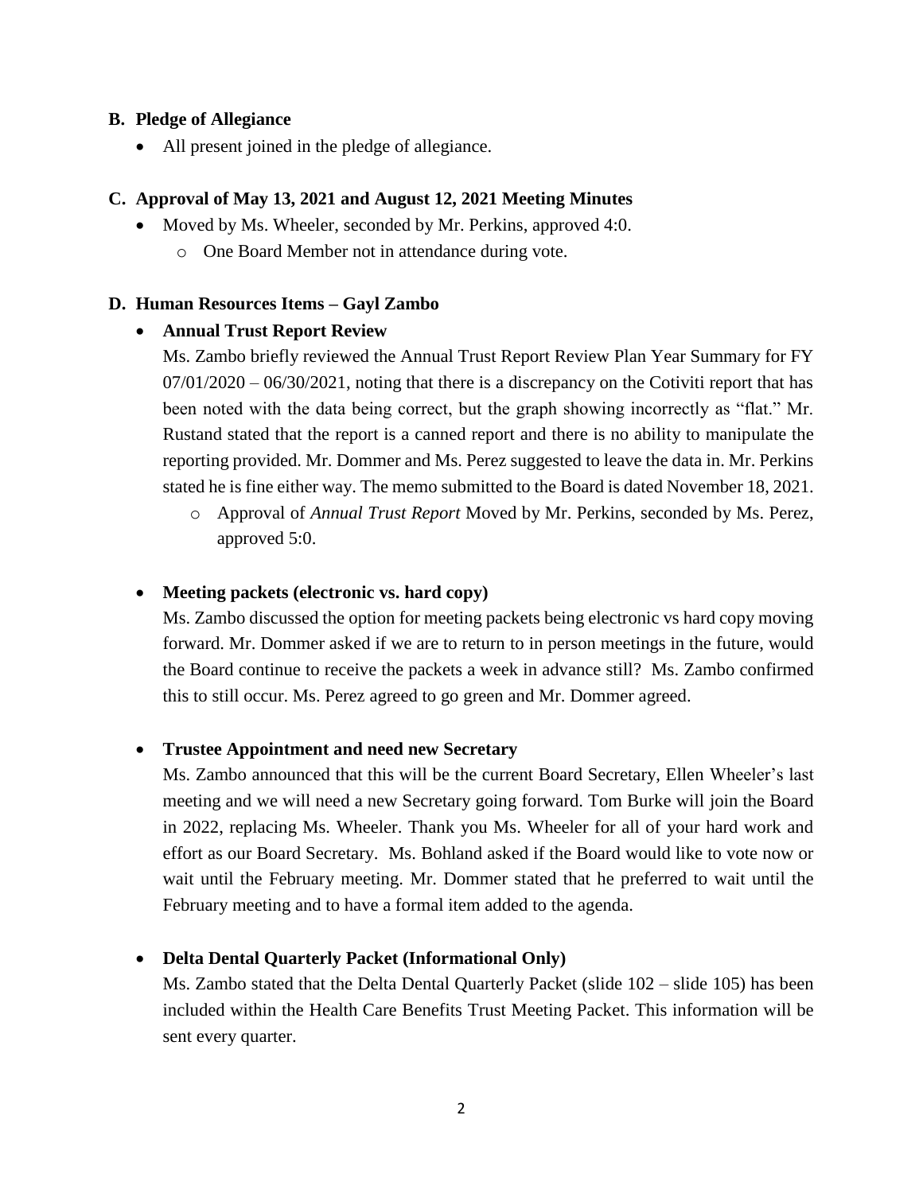**B. Pledge of Allegiance**

- All present joined in the pledge of allegiance.

**C. Approval of May 13, 2021 and August 12, 2021 Meeting Minutes**

- Moved by Ms. Wheeler, seconded by Mr. Perkins, approved 4:0.
  - One Board Member not in attendance during vote.

**D. Human Resources Items – Gayl Zambo**

- **Annual Trust Report Review**

  Ms. Zambo briefly reviewed the Annual Trust Report Review Plan Year Summary for FY 07/01/2020 – 06/30/2021, noting that there is a discrepancy on the Cotiviti report that has been noted with the data being correct, but the graph showing incorrectly as "flat." Mr. Rustand stated that the report is a canned report and there is no ability to manipulate the reporting provided. Mr. Dommer and Ms. Perez suggested to leave the data in. Mr. Perkins stated he is fine either way. The memo submitted to the Board is dated November 18, 2021.

  - Approval of *Annual Trust Report* Moved by Mr. Perkins, seconded by Ms. Perez, approved 5:0.

- **Meeting packets (electronic vs. hard copy)**

  Ms. Zambo discussed the option for meeting packets being electronic vs hard copy moving forward. Mr. Dommer asked if we are to return to in person meetings in the future, would the Board continue to receive the packets a week in advance still? Ms. Zambo confirmed this to still occur. Ms. Perez agreed to go green and Mr. Dommer agreed.

- **Trustee Appointment and need new Secretary**

  Ms. Zambo announced that this will be the current Board Secretary, Ellen Wheeler's last meeting and we will need a new Secretary going forward. Tom Burke will join the Board in 2022, replacing Ms. Wheeler. Thank you Ms. Wheeler for all of your hard work and effort as our Board Secretary. Ms. Bohland asked if the Board would like to vote now or wait until the February meeting. Mr. Dommer stated that he preferred to wait until the February meeting and to have a formal item added to the agenda.

- **Delta Dental Quarterly Packet (Informational Only)**

  Ms. Zambo stated that the Delta Dental Quarterly Packet (slide 102 – slide 105) has been included within the Health Care Benefits Trust Meeting Packet. This information will be sent every quarter.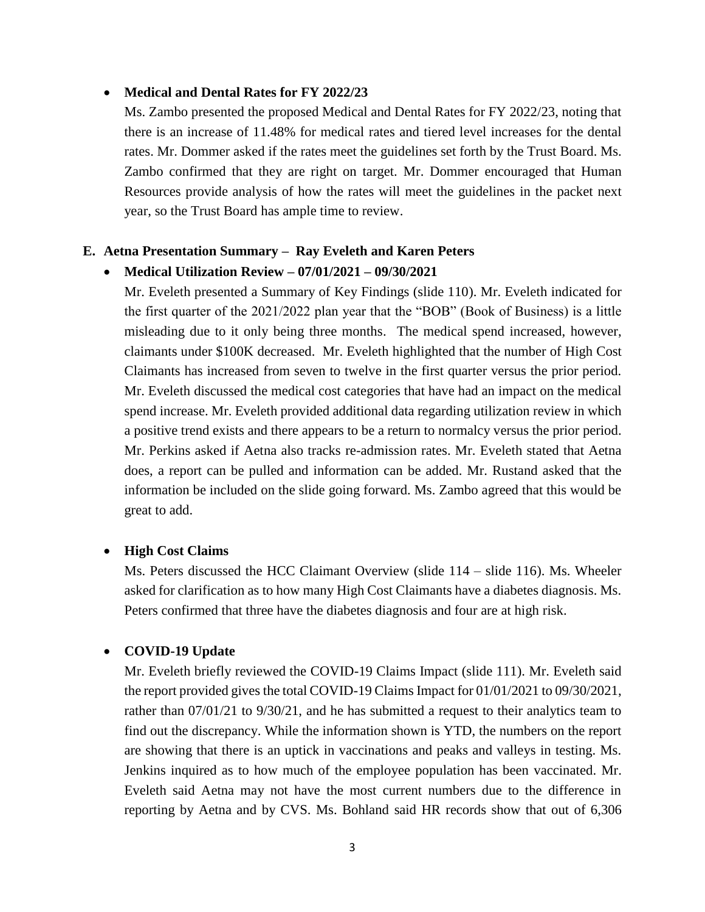- **Medical and Dental Rates for FY 2022/23**

  Ms. Zambo presented the proposed Medical and Dental Rates for FY 2022/23, noting that there is an increase of 11.48% for medical rates and tiered level increases for the dental rates. Mr. Dommer asked if the rates meet the guidelines set forth by the Trust Board. Ms. Zambo confirmed that they are right on target. Mr. Dommer encouraged that Human Resources provide analysis of how the rates will meet the guidelines in the packet next year, so the Trust Board has ample time to review.

**E. Aetna Presentation Summary – Ray Eveleth and Karen Peters**

- **Medical Utilization Review – 07/01/2021 – 09/30/2021**

  Mr. Eveleth presented a Summary of Key Findings (slide 110). Mr. Eveleth indicated for the first quarter of the 2021/2022 plan year that the "BOB" (Book of Business) is a little misleading due to it only being three months. The medical spend increased, however, claimants under $100K decreased. Mr. Eveleth highlighted that the number of High Cost Claimants has increased from seven to twelve in the first quarter versus the prior period. Mr. Eveleth discussed the medical cost categories that have had an impact on the medical spend increase. Mr. Eveleth provided additional data regarding utilization review in which a positive trend exists and there appears to be a return to normalcy versus the prior period. Mr. Perkins asked if Aetna also tracks re-admission rates. Mr. Eveleth stated that Aetna does, a report can be pulled and information can be added. Mr. Rustand asked that the information be included on the slide going forward. Ms. Zambo agreed that this would be great to add.

- **High Cost Claims**

  Ms. Peters discussed the HCC Claimant Overview (slide 114 – slide 116). Ms. Wheeler asked for clarification as to how many High Cost Claimants have a diabetes diagnosis. Ms. Peters confirmed that three have the diabetes diagnosis and four are at high risk.

- **COVID-19 Update**

  Mr. Eveleth briefly reviewed the COVID-19 Claims Impact (slide 111). Mr. Eveleth said the report provided gives the total COVID-19 Claims Impact for 01/01/2021 to 09/30/2021, rather than 07/01/21 to 9/30/21, and he has submitted a request to their analytics team to find out the discrepancy. While the information shown is YTD, the numbers on the report are showing that there is an uptick in vaccinations and peaks and valleys in testing. Ms. Jenkins inquired as to how much of the employee population has been vaccinated. Mr. Eveleth said Aetna may not have the most current numbers due to the difference in reporting by Aetna and by CVS. Ms. Bohland said HR records show that out of 6,306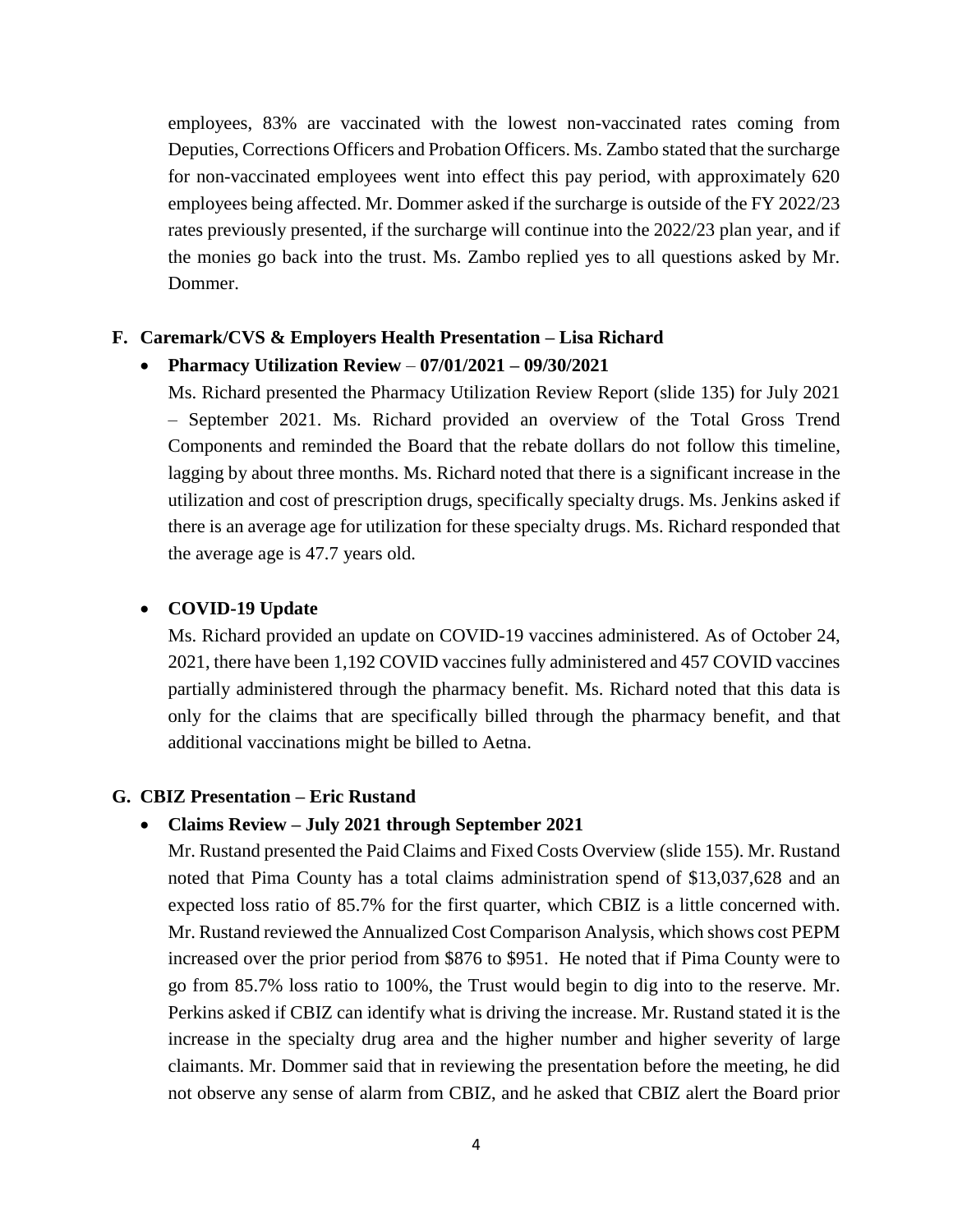employees, 83% are vaccinated with the lowest non-vaccinated rates coming from Deputies, Corrections Officers and Probation Officers. Ms. Zambo stated that the surcharge for non-vaccinated employees went into effect this pay period, with approximately 620 employees being affected. Mr. Dommer asked if the surcharge is outside of the FY 2022/23 rates previously presented, if the surcharge will continue into the 2022/23 plan year, and if the monies go back into the trust. Ms. Zambo replied yes to all questions asked by Mr. Dommer.

**F. Caremark/CVS & Employers Health Presentation – Lisa Richard**

- **Pharmacy Utilization Review** – **07/01/2021 – 09/30/2021**

  Ms. Richard presented the Pharmacy Utilization Review Report (slide 135) for July 2021 – September 2021. Ms. Richard provided an overview of the Total Gross Trend Components and reminded the Board that the rebate dollars do not follow this timeline, lagging by about three months. Ms. Richard noted that there is a significant increase in the utilization and cost of prescription drugs, specifically specialty drugs. Ms. Jenkins asked if there is an average age for utilization for these specialty drugs. Ms. Richard responded that the average age is 47.7 years old.

- **COVID-19 Update**

  Ms. Richard provided an update on COVID-19 vaccines administered. As of October 24, 2021, there have been 1,192 COVID vaccines fully administered and 457 COVID vaccines partially administered through the pharmacy benefit. Ms. Richard noted that this data is only for the claims that are specifically billed through the pharmacy benefit, and that additional vaccinations might be billed to Aetna.

**G. CBIZ Presentation – Eric Rustand**

- **Claims Review – July 2021 through September 2021**

  Mr. Rustand presented the Paid Claims and Fixed Costs Overview (slide 155). Mr. Rustand noted that Pima County has a total claims administration spend of $13,037,628 and an expected loss ratio of 85.7% for the first quarter, which CBIZ is a little concerned with. Mr. Rustand reviewed the Annualized Cost Comparison Analysis, which shows cost PEPM increased over the prior period from $876 to $951. He noted that if Pima County were to go from 85.7% loss ratio to 100%, the Trust would begin to dig into to the reserve. Mr. Perkins asked if CBIZ can identify what is driving the increase. Mr. Rustand stated it is the increase in the specialty drug area and the higher number and higher severity of large claimants. Mr. Dommer said that in reviewing the presentation before the meeting, he did not observe any sense of alarm from CBIZ, and he asked that CBIZ alert the Board prior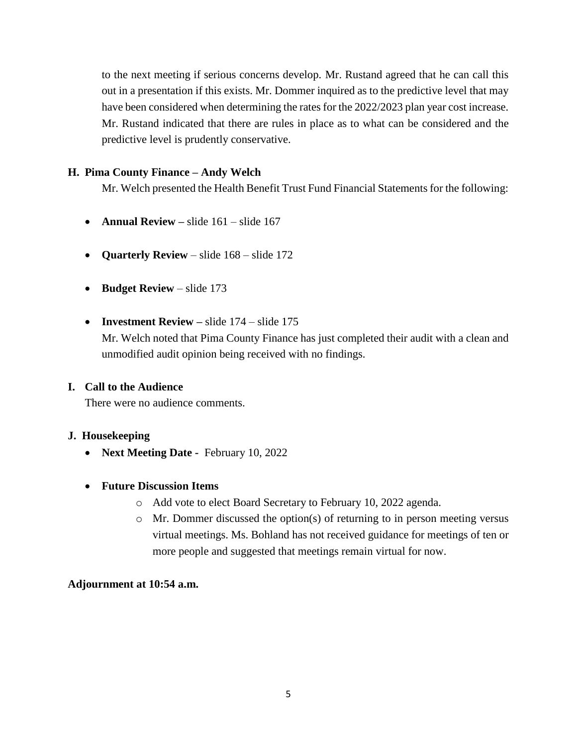to the next meeting if serious concerns develop. Mr. Rustand agreed that he can call this out in a presentation if this exists. Mr. Dommer inquired as to the predictive level that may have been considered when determining the rates for the 2022/2023 plan year cost increase. Mr. Rustand indicated that there are rules in place as to what can be considered and the predictive level is prudently conservative.

**H. Pima County Finance – Andy Welch**

Mr. Welch presented the Health Benefit Trust Fund Financial Statements for the following:

- **Annual Review –** slide 161 – slide 167
- **Quarterly Review** – slide 168 – slide 172
- **Budget Review** – slide 173
- **Investment Review –** slide 174 – slide 175
  Mr. Welch noted that Pima County Finance has just completed their audit with a clean and unmodified audit opinion being received with no findings.

**I. Call to the Audience**

There were no audience comments.

**J. Housekeeping**

- **Next Meeting Date -** February 10, 2022
- **Future Discussion Items**
  - Add vote to elect Board Secretary to February 10, 2022 agenda.
  - Mr. Dommer discussed the option(s) of returning to in person meeting versus virtual meetings. Ms. Bohland has not received guidance for meetings of ten or more people and suggested that meetings remain virtual for now.

**Adjournment at 10:54 a.m.**